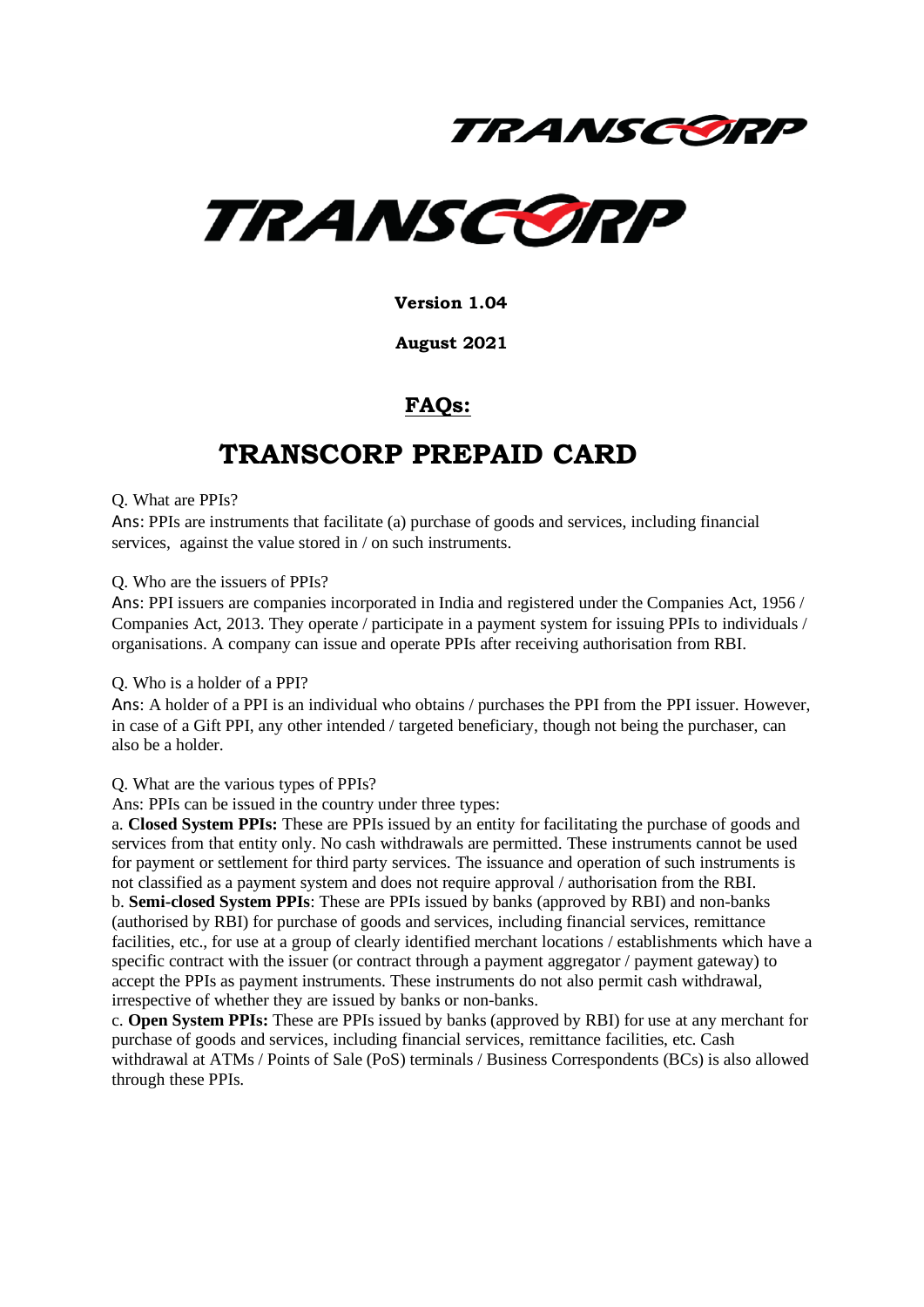**Version 1.04**

**August 2021**

## FAQs:

# TRANSCORP PREPAID CARD

Q. What are PPIs?

Ans: PPIs are instruments that facilitate (a) purchase of goods and services, including financial services, against the value stored in / on such instruments.

Q. Who are the issuers of PPIs?

Ans: PPI issuers are companies incorporated in India and registered under the Companies Act, 1956 / Companies Act, 2013. They operate / participate in a payment system for issuing PPIs to individuals / organisations. A company can issue and operate PPIs after receiving authorisation from RBI.

Q. Who is a holder of a PPI?

Ans: A holder of a PPI is an individual who obtains / purchases the PPI from the PPI issuer. However, in case of a Gift PPI, any other intended / targeted beneficiary, though not being the purchaser, can also be a holder.

Q. What are the various types of PPIs?

Ans: PPIs can be issued in the country under three types:

a. **Closed System PPIs:** These are PPIs issued by an entity for facilitating the purchase of goods and services from that entity only. No cash withdrawals are permitted. These instruments cannot be used for payment or settlement for third party services. The issuance and operation of such instruments is not classified as a payment system and does not require approval / authorisation from the RBI.

b. **Semi-closed System PPIs**: These are PPIs issued by banks (approved by RBI) and non-banks (authorised by RBI) for purchase of goods and services, including financial services, remittance facilities, etc., for use at a group of clearly identified merchant locations / establishments which have a specific contract with the issuer (or contract through a payment aggregator / payment gateway) to accept the PPIs as payment instruments. These instruments do not also permit cash withdrawal, irrespective of whether they are issued by banks or non-banks.

c. **Open System PPIs:** These are PPIs issued by banks (approved by RBI) for use at any merchant for purchase of goods and services, including financial services, remittance facilities, etc. Cash withdrawal at ATMs / Points of Sale (PoS) terminals / Business Correspondents (BCs) is also allowed through these PPIs.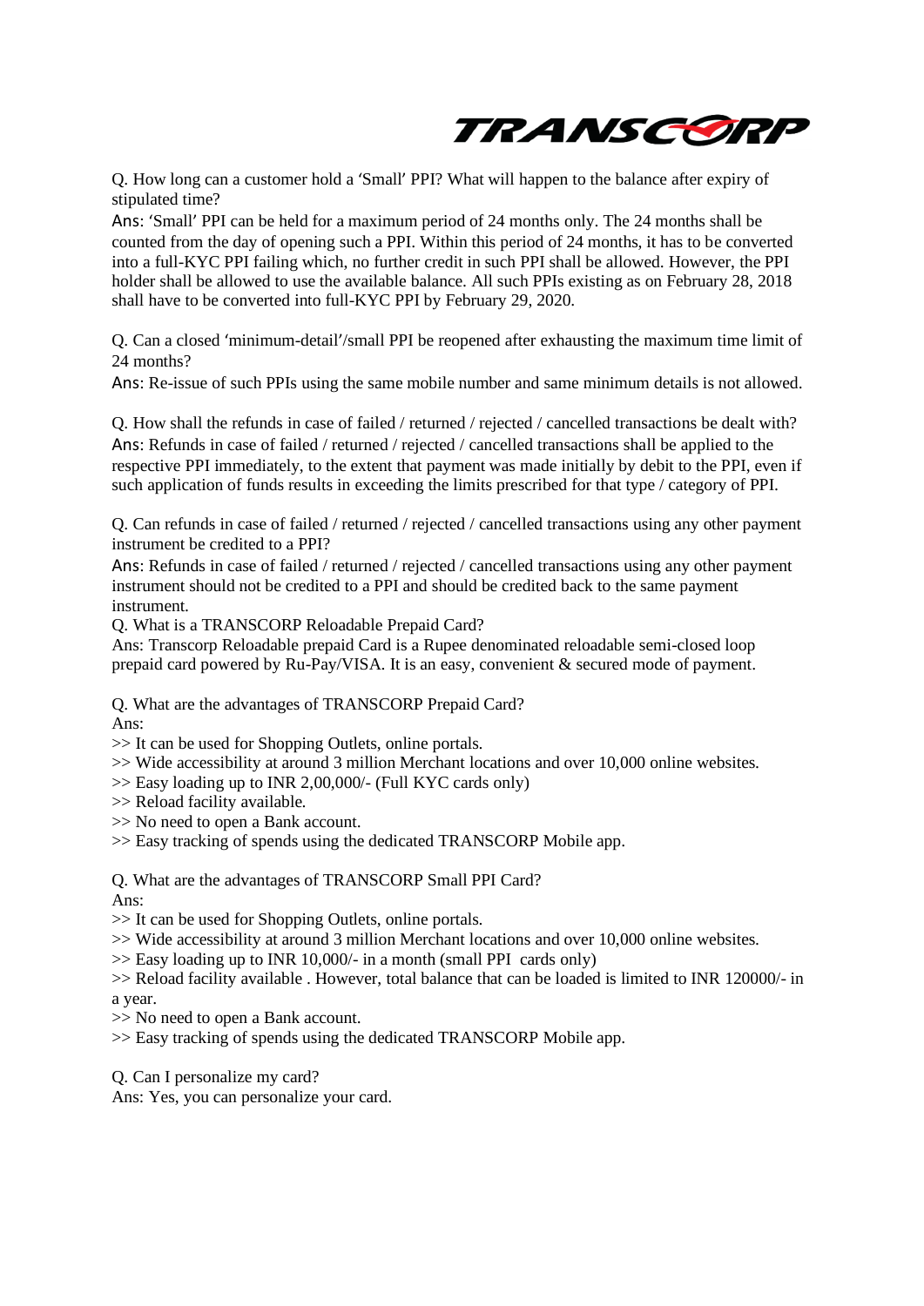Q. How long can a customer hold a 'Small' PPI? What will happen to the balance after expiry of stipulated time?

Ans: 'Small' PPI can be held for a maximum period of 24 months only. The 24 months shall be counted from the day of opening such a PPI. Within this period of 24 months, it has to be converted into a full-KYC PPI failing which, no further credit in such PPI shall be allowed. However, the PPI holder shall be allowed to use the available balance. All such PPIs existing as on February 28, 2018 shall have to be converted into full-KYC PPI by February 29, 2020.

Q. Can a closed 'minimum-detail'/small PPI be reopened after exhausting the maximum time limit of 24 months?

Ans: Re-issue of such PPIs using the same mobile number and same minimum details is not allowed.

Q. How shall the refunds in case of failed / returned / rejected / cancelled transactions be dealt with?

Ans: Refunds in case of failed / returned / rejected / cancelled transactions shall be applied to the respective PPI immediately, to the extent that payment was made initially by debit to the PPI, even if such application of funds results in exceeding the limits prescribed for that type / category of PPI.

Q. Can refunds in case of failed / returned / rejected / cancelled transactions using any other payment instrument be credited to a PPI?

Ans: Refunds in case of failed / returned / rejected / cancelled transactions using any other payment instrument should not be credited to a PPI and should be credited back to the same payment instrument.

Q. What is a TRANSCORP Reloadable Prepaid Card?

Ans: Transcorp Reloadable prepaid Card is a Rupee denominated reloadable semi-closed loop prepaid card powered by Ru-Pay/VISA. It is an easy, convenient & secured mode of payment.

Q. What are the advantages of TRANSCORP Prepaid Card?

Ans:

>> It can be used for Shopping Outlets, online portals.
>> Wide accessibility at around 3 million Merchant locations and over 10,000 online websites.
>> Easy loading up to INR 2,00,000/- (Full KYC cards only)
>> Reload facility available.
>> No need to open a Bank account.
>> Easy tracking of spends using the dedicated TRANSCORP Mobile app.

Q. What are the advantages of TRANSCORP Small PPI Card?

Ans:

>> It can be used for Shopping Outlets, online portals.
>> Wide accessibility at around 3 million Merchant locations and over 10,000 online websites.
>> Easy loading up to INR 10,000/- in a month (small PPI cards only)
>> Reload facility available . However, total balance that can be loaded is limited to INR 120000/- in a year.
>> No need to open a Bank account.
>> Easy tracking of spends using the dedicated TRANSCORP Mobile app.

Q. Can I personalize my card?

Ans: Yes, you can personalize your card.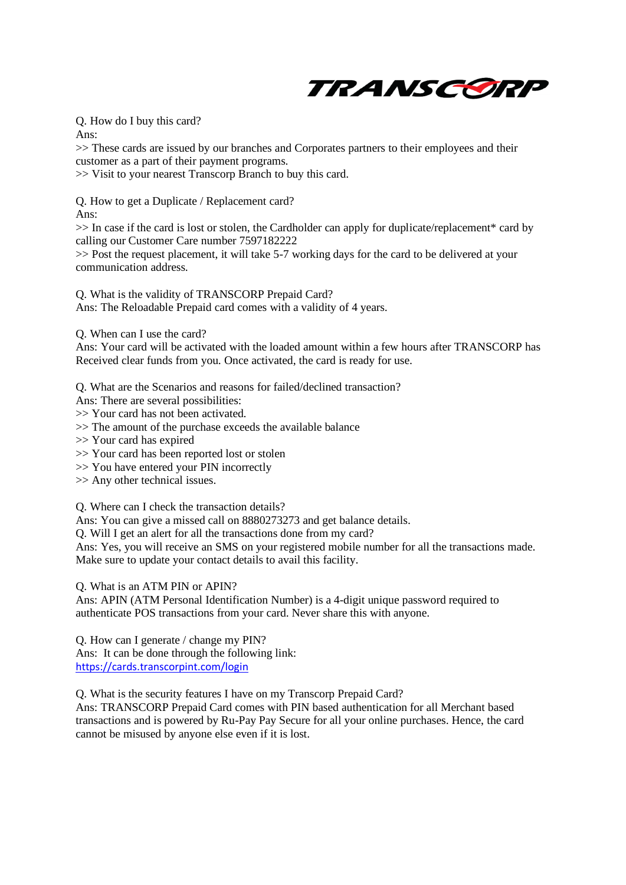Q. How do I buy this card?
Ans:
>> These cards are issued by our branches and Corporates partners to their employees and their customer as a part of their payment programs.
>> Visit to your nearest Transcorp Branch to buy this card.

Q. How to get a Duplicate / Replacement card?
Ans:
>> In case if the card is lost or stolen, the Cardholder can apply for duplicate/replacement* card by calling our Customer Care number 7597182222
>> Post the request placement, it will take 5-7 working days for the card to be delivered at your communication address.

Q. What is the validity of TRANSCORP Prepaid Card?
Ans: The Reloadable Prepaid card comes with a validity of 4 years.

Q. When can I use the card?
Ans: Your card will be activated with the loaded amount within a few hours after TRANSCORP has Received clear funds from you. Once activated, the card is ready for use.

Q. What are the Scenarios and reasons for failed/declined transaction?
Ans: There are several possibilities:
>> Your card has not been activated.
>> The amount of the purchase exceeds the available balance
>> Your card has expired
>> Your card has been reported lost or stolen
>> You have entered your PIN incorrectly
>> Any other technical issues.

Q. Where can I check the transaction details?
Ans: You can give a missed call on 8880273273 and get balance details.
Q. Will I get an alert for all the transactions done from my card?
Ans: Yes, you will receive an SMS on your registered mobile number for all the transactions made. Make sure to update your contact details to avail this facility.

Q. What is an ATM PIN or APIN?
Ans: APIN (ATM Personal Identification Number) is a 4-digit unique password required to authenticate POS transactions from your card. Never share this with anyone.

Q. How can I generate / change my PIN?
Ans: It can be done through the following link:
https://cards.transcorpint.com/login

Q. What is the security features I have on my Transcorp Prepaid Card?
Ans: TRANSCORP Prepaid Card comes with PIN based authentication for all Merchant based transactions and is powered by Ru-Pay Pay Secure for all your online purchases. Hence, the card cannot be misused by anyone else even if it is lost.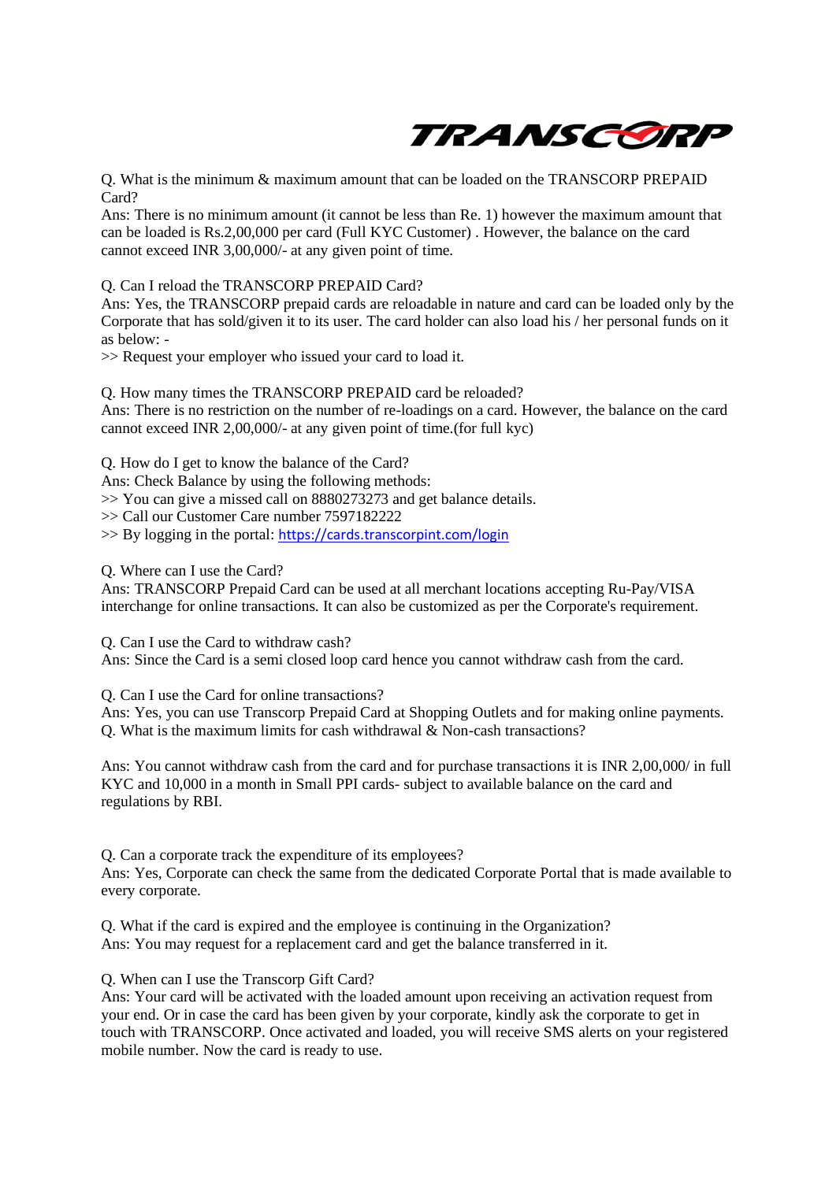Q. What is the minimum & maximum amount that can be loaded on the TRANSCORP PREPAID Card?
Ans: There is no minimum amount (it cannot be less than Re. 1) however the maximum amount that can be loaded is Rs.2,00,000 per card (Full KYC Customer) . However, the balance on the card cannot exceed INR 3,00,000/- at any given point of time.

Q. Can I reload the TRANSCORP PREPAID Card?
Ans: Yes, the TRANSCORP prepaid cards are reloadable in nature and card can be loaded only by the Corporate that has sold/given it to its user. The card holder can also load his / her personal funds on it as below: -
>> Request your employer who issued your card to load it.

Q. How many times the TRANSCORP PREPAID card be reloaded?
Ans: There is no restriction on the number of re-loadings on a card. However, the balance on the card cannot exceed INR 2,00,000/- at any given point of time.(for full kyc)

Q. How do I get to know the balance of the Card?
Ans: Check Balance by using the following methods:
>> You can give a missed call on 8880273273 and get balance details.
>> Call our Customer Care number 7597182222
>> By logging in the portal: [https://cards.transcorpint.com/login](https://cards.transcorpint.com/login)

Q. Where can I use the Card?
Ans: TRANSCORP Prepaid Card can be used at all merchant locations accepting Ru-Pay/VISA interchange for online transactions. It can also be customized as per the Corporate's requirement.

Q. Can I use the Card to withdraw cash?
Ans: Since the Card is a semi closed loop card hence you cannot withdraw cash from the card.

Q. Can I use the Card for online transactions?
Ans: Yes, you can use Transcorp Prepaid Card at Shopping Outlets and for making online payments.
Q. What is the maximum limits for cash withdrawal & Non-cash transactions?

Ans: You cannot withdraw cash from the card and for purchase transactions it is INR 2,00,000/ in full KYC and 10,000 in a month in Small PPI cards- subject to available balance on the card and regulations by RBI.

Q. Can a corporate track the expenditure of its employees?
Ans: Yes, Corporate can check the same from the dedicated Corporate Portal that is made available to every corporate.

Q. What if the card is expired and the employee is continuing in the Organization?
Ans: You may request for a replacement card and get the balance transferred in it.

Q. When can I use the Transcorp Gift Card?
Ans: Your card will be activated with the loaded amount upon receiving an activation request from your end. Or in case the card has been given by your corporate, kindly ask the corporate to get in touch with TRANSCORP. Once activated and loaded, you will receive SMS alerts on your registered mobile number. Now the card is ready to use.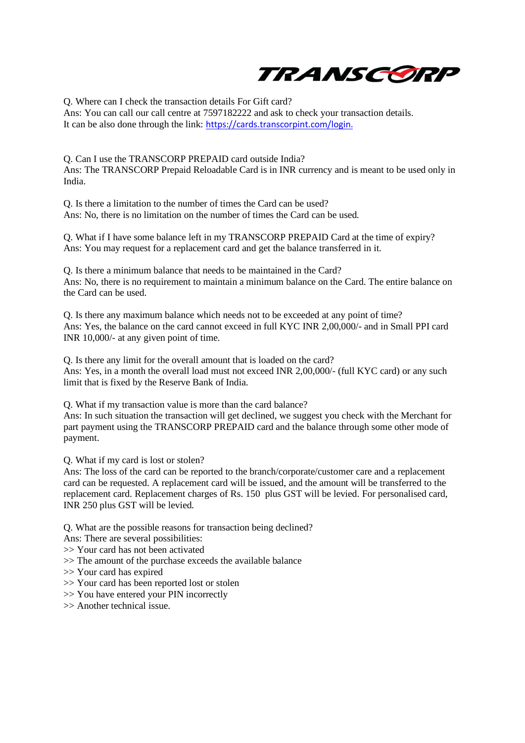Q. Where can I check the transaction details For Gift card?
Ans: You can call our call centre at 7597182222 and ask to check your transaction details.
It can be also done through the link: https://cards.transcorpint.com/login.

Q. Can I use the TRANSCORP PREPAID card outside India?
Ans: The TRANSCORP Prepaid Reloadable Card is in INR currency and is meant to be used only in India.

Q. Is there a limitation to the number of times the Card can be used?
Ans: No, there is no limitation on the number of times the Card can be used.

Q. What if I have some balance left in my TRANSCORP PREPAID Card at the time of expiry?
Ans: You may request for a replacement card and get the balance transferred in it.

Q. Is there a minimum balance that needs to be maintained in the Card?
Ans: No, there is no requirement to maintain a minimum balance on the Card. The entire balance on the Card can be used.

Q. Is there any maximum balance which needs not to be exceeded at any point of time?
Ans: Yes, the balance on the card cannot exceed in full KYC INR 2,00,000/- and in Small PPI card INR 10,000/- at any given point of time.

Q. Is there any limit for the overall amount that is loaded on the card?
Ans: Yes, in a month the overall load must not exceed INR 2,00,000/- (full KYC card) or any such limit that is fixed by the Reserve Bank of India.

Q. What if my transaction value is more than the card balance?
Ans: In such situation the transaction will get declined, we suggest you check with the Merchant for part payment using the TRANSCORP PREPAID card and the balance through some other mode of payment.

Q. What if my card is lost or stolen?
Ans: The loss of the card can be reported to the branch/corporate/customer care and a replacement card can be requested. A replacement card will be issued, and the amount will be transferred to the replacement card. Replacement charges of Rs. 150 plus GST will be levied. For personalised card, INR 250 plus GST will be levied.

Q. What are the possible reasons for transaction being declined?
Ans: There are several possibilities:
>> Your card has not been activated
>> The amount of the purchase exceeds the available balance
>> Your card has expired
>> Your card has been reported lost or stolen
>> You have entered your PIN incorrectly
>> Another technical issue.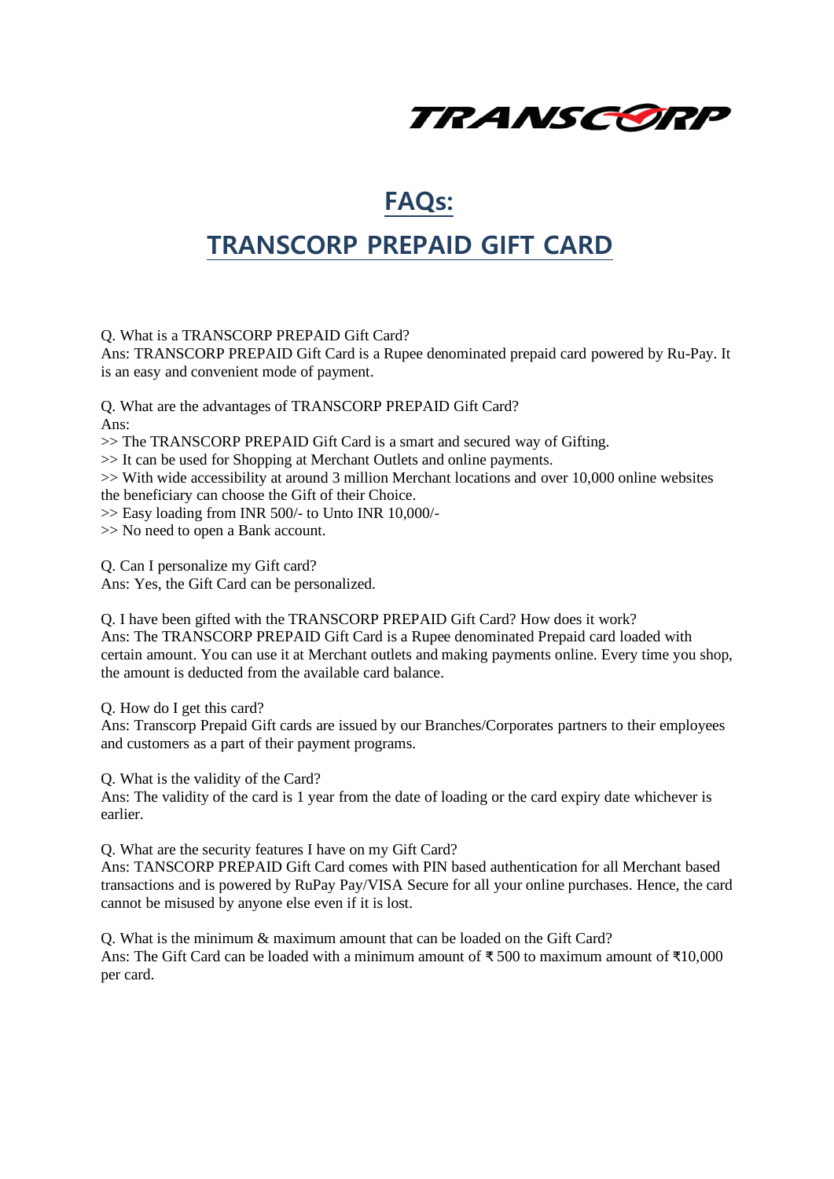TRANSCORP

# FAQs:

# TRANSCORP PREPAID GIFT CARD

Q. What is a TRANSCORP PREPAID Gift Card?
Ans: TRANSCORP PREPAID Gift Card is a Rupee denominated prepaid card powered by Ru-Pay. It is an easy and convenient mode of payment.

Q. What are the advantages of TRANSCORP PREPAID Gift Card?
Ans:
>> The TRANSCORP PREPAID Gift Card is a smart and secured way of Gifting.
>> It can be used for Shopping at Merchant Outlets and online payments.
>> With wide accessibility at around 3 million Merchant locations and over 10,000 online websites the beneficiary can choose the Gift of their Choice.
>> Easy loading from INR 500/- to Unto INR 10,000/-
>> No need to open a Bank account.

Q. Can I personalize my Gift card?
Ans: Yes, the Gift Card can be personalized.

Q. I have been gifted with the TRANSCORP PREPAID Gift Card? How does it work?
Ans: The TRANSCORP PREPAID Gift Card is a Rupee denominated Prepaid card loaded with certain amount. You can use it at Merchant outlets and making payments online. Every time you shop, the amount is deducted from the available card balance.

Q. How do I get this card?
Ans: Transcorp Prepaid Gift cards are issued by our Branches/Corporates partners to their employees and customers as a part of their payment programs.

Q. What is the validity of the Card?
Ans: The validity of the card is 1 year from the date of loading or the card expiry date whichever is earlier.

Q. What are the security features I have on my Gift Card?
Ans: TANSCORP PREPAID Gift Card comes with PIN based authentication for all Merchant based transactions and is powered by RuPay Pay/VISA Secure for all your online purchases. Hence, the card cannot be misused by anyone else even if it is lost.

Q. What is the minimum & maximum amount that can be loaded on the Gift Card?
Ans: The Gift Card can be loaded with a minimum amount of ₹ 500 to maximum amount of ₹10,000 per card.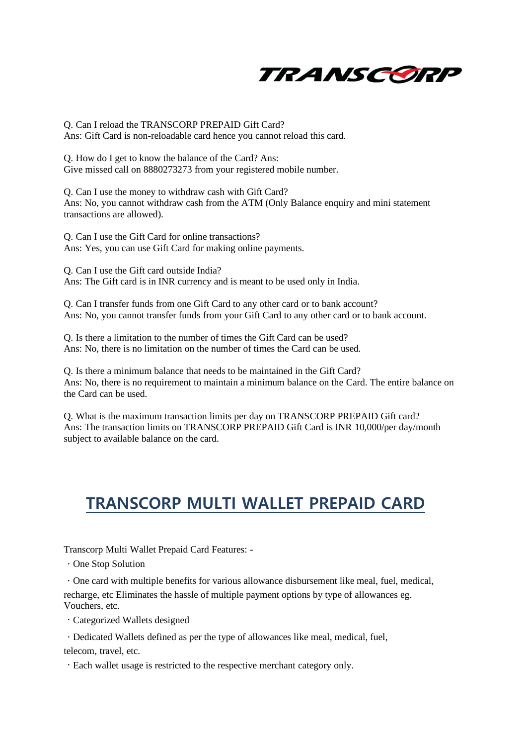Q. Can I reload the TRANSCORP PREPAID Gift Card?
Ans: Gift Card is non-reloadable card hence you cannot reload this card.

Q. How do I get to know the balance of the Card? Ans:
Give missed call on 8880273273 from your registered mobile number.

Q. Can I use the money to withdraw cash with Gift Card?
Ans: No, you cannot withdraw cash from the ATM (Only Balance enquiry and mini statement transactions are allowed).

Q. Can I use the Gift Card for online transactions?
Ans: Yes, you can use Gift Card for making online payments.

Q. Can I use the Gift card outside India?
Ans: The Gift card is in INR currency and is meant to be used only in India.

Q. Can I transfer funds from one Gift Card to any other card or to bank account?
Ans: No, you cannot transfer funds from your Gift Card to any other card or to bank account.

Q. Is there a limitation to the number of times the Gift Card can be used?
Ans: No, there is no limitation on the number of times the Card can be used.

Q. Is there a minimum balance that needs to be maintained in the Gift Card?
Ans: No, there is no requirement to maintain a minimum balance on the Card. The entire balance on the Card can be used.

Q. What is the maximum transaction limits per day on TRANSCORP PREPAID Gift card?
Ans: The transaction limits on TRANSCORP PREPAID Gift Card is INR 10,000/per day/month subject to available balance on the card.

## TRANSCORP MULTI WALLET PREPAID CARD

Transcorp Multi Wallet Prepaid Card Features: -

· One Stop Solution

· One card with multiple benefits for various allowance disbursement like meal, fuel, medical, recharge, etc Eliminates the hassle of multiple payment options by type of allowances eg. Vouchers, etc.

· Categorized Wallets designed

· Dedicated Wallets defined as per the type of allowances like meal, medical, fuel, telecom, travel, etc.

· Each wallet usage is restricted to the respective merchant category only.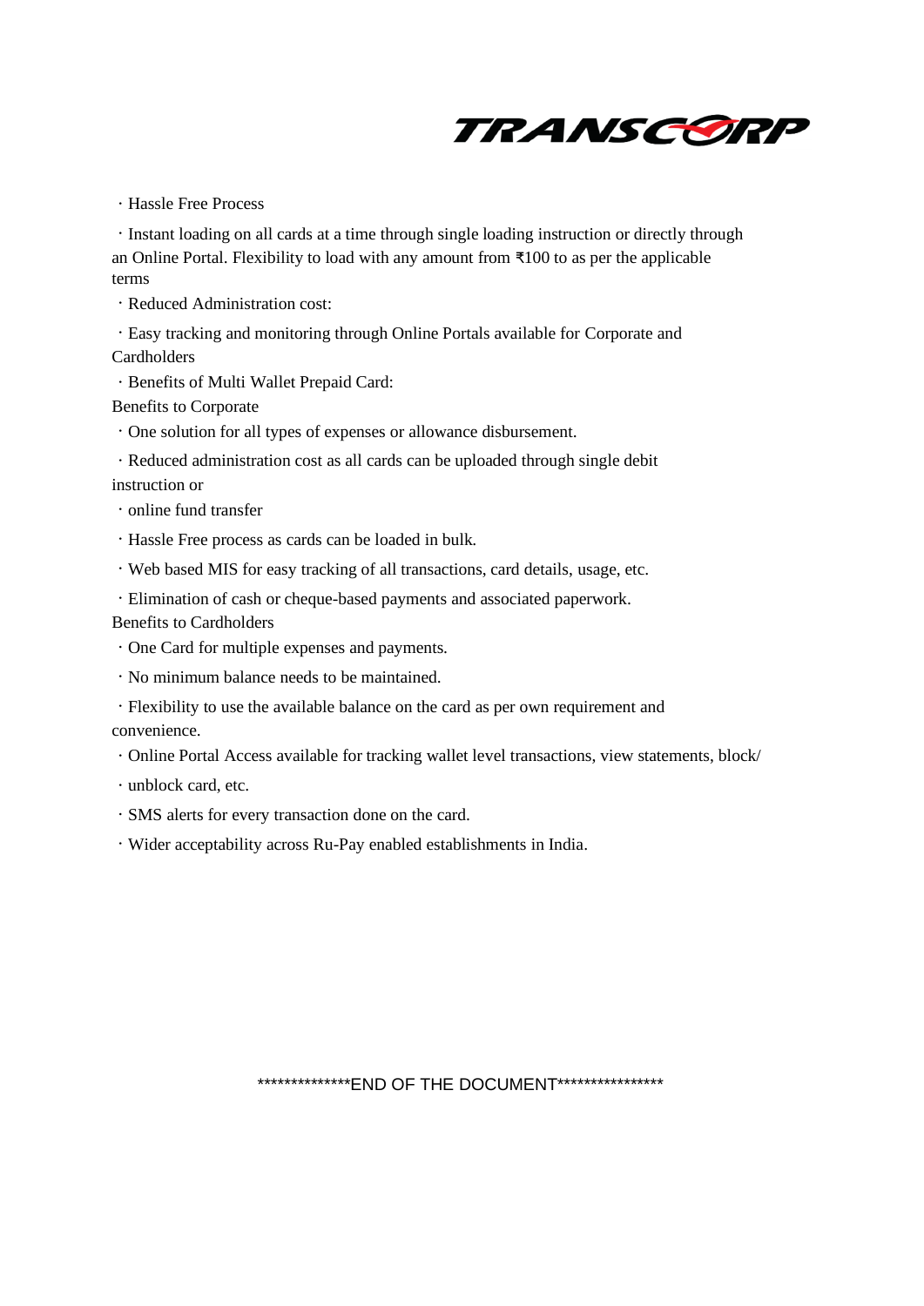- Hassle Free Process
- Instant loading on all cards at a time through single loading instruction or directly through an Online Portal. Flexibility to load with any amount from ₹100 to as per the applicable terms
- Reduced Administration cost:
- Easy tracking and monitoring through Online Portals available for Corporate and Cardholders
- Benefits of Multi Wallet Prepaid Card:

Benefits to Corporate

- One solution for all types of expenses or allowance disbursement.
- Reduced administration cost as all cards can be uploaded through single debit instruction or
- online fund transfer
- Hassle Free process as cards can be loaded in bulk.
- Web based MIS for easy tracking of all transactions, card details, usage, etc.
- Elimination of cash or cheque-based payments and associated paperwork.

Benefits to Cardholders

- One Card for multiple expenses and payments.
- No minimum balance needs to be maintained.
- Flexibility to use the available balance on the card as per own requirement and convenience.
- Online Portal Access available for tracking wallet level transactions, view statements, block/
- unblock card, etc.
- SMS alerts for every transaction done on the card.
- Wider acceptability across Ru-Pay enabled establishments in India.

**************END OF THE DOCUMENT****************